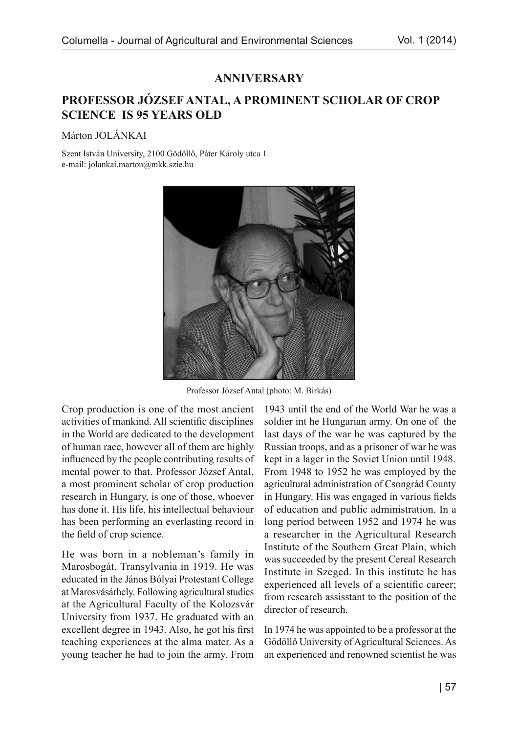## ANNIVERSARY

# PROFESSOR JÓZSEF ANTAL, A PROMINENT SCHOLAR OF CROP SCIENCE IS 95 YEARS OLD

Márton JOLÁNKAI

Szent István University, 2100 Gödöllő, Páter Károly utca 1.
e-mail: jolankai.marton@mkk.szie.hu

Professor József Antal (photo: M. Birkás)

Crop production is one of the most ancient activities of mankind. All scientific disciplines in the World are dedicated to the development of human race, however all of them are highly influenced by the people contributing results of mental power to that. Professor József Antal, a most prominent scholar of crop production research in Hungary, is one of those, whoever has done it. His life, his intellectual behaviour has been performing an everlasting record in the field of crop science.

He was born in a nobleman's family in Marosbogát, Transylvania in 1919. He was educated in the János Bólyai Protestant College at Marosvásárhely. Following agricultural studies at the Agricultural Faculty of the Kolozsvár University from 1937. He graduated with an excellent degree in 1943. Also, he got his first teaching experiences at the alma mater. As a young teacher he had to join the army. From 1943 until the end of the World War he was a soldier int he Hungarian army. On one of the last days of the war he was captured by the Russian troops, and as a prisoner of war he was kept in a lager in the Soviet Union until 1948. From 1948 to 1952 he was employed by the agricultural administration of Csongrád County in Hungary. His was engaged in various fields of education and public administration. In a long period between 1952 and 1974 he was a researcher in the Agricultural Research Institute of the Southern Great Plain, which was succeeded by the present Cereal Research Institute in Szeged. In this institute he has experienced all levels of a scientific career; from research assisstant to the position of the director of research.

In 1974 he was appointed to be a professor at the Gödöllő University of Agricultural Sciences. As an experienced and renowned scientist he was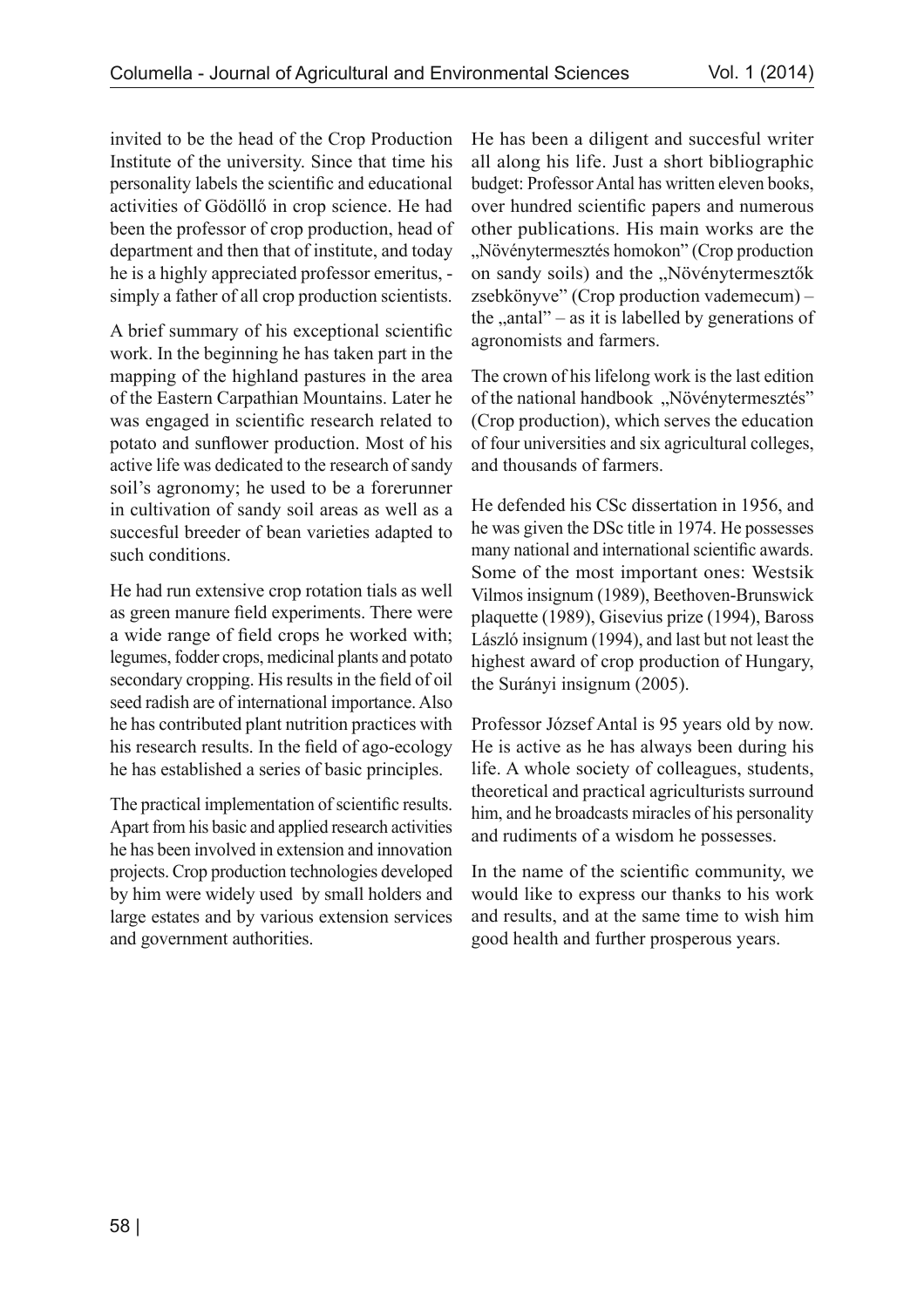invited to be the head of the Crop Production Institute of the university. Since that time his personality labels the scientific and educational activities of Gödöllő in crop science. He had been the professor of crop production, head of department and then that of institute, and today he is a highly appreciated professor emeritus, - simply a father of all crop production scientists.

A brief summary of his exceptional scientific work. In the beginning he has taken part in the mapping of the highland pastures in the area of the Eastern Carpathian Mountains. Later he was engaged in scientific research related to potato and sunflower production. Most of his active life was dedicated to the research of sandy soil's agronomy; he used to be a forerunner in cultivation of sandy soil areas as well as a succesful breeder of bean varieties adapted to such conditions.

He had run extensive crop rotation tials as well as green manure field experiments. There were a wide range of field crops he worked with; legumes, fodder crops, medicinal plants and potato secondary cropping. His results in the field of oil seed radish are of international importance. Also he has contributed plant nutrition practices with his research results. In the field of ago-ecology he has established a series of basic principles.

The practical implementation of scientific results. Apart from his basic and applied research activities he has been involved in extension and innovation projects. Crop production technologies developed by him were widely used by small holders and large estates and by various extension services and government authorities.

He has been a diligent and succesful writer all along his life. Just a short bibliographic budget: Professor Antal has written eleven books, over hundred scientific papers and numerous other publications. His main works are the „Növénytermesztés homokon" (Crop production on sandy soils) and the „Növénytermesztők zsebkönyve" (Crop production vademecum) – the „antal" – as it is labelled by generations of agronomists and farmers.

The crown of his lifelong work is the last edition of the national handbook „Növénytermesztés" (Crop production), which serves the education of four universities and six agricultural colleges, and thousands of farmers.

He defended his CSc dissertation in 1956, and he was given the DSc title in 1974. He possesses many national and international scientific awards. Some of the most important ones: Westsik Vilmos insignum (1989), Beethoven-Brunswick plaquette (1989), Gisevius prize (1994), Baross László insignum (1994), and last but not least the highest award of crop production of Hungary, the Surányi insignum (2005).

Professor József Antal is 95 years old by now. He is active as he has always been during his life. A whole society of colleagues, students, theoretical and practical agriculturists surround him, and he broadcasts miracles of his personality and rudiments of a wisdom he possesses.

In the name of the scientific community, we would like to express our thanks to his work and results, and at the same time to wish him good health and further prosperous years.